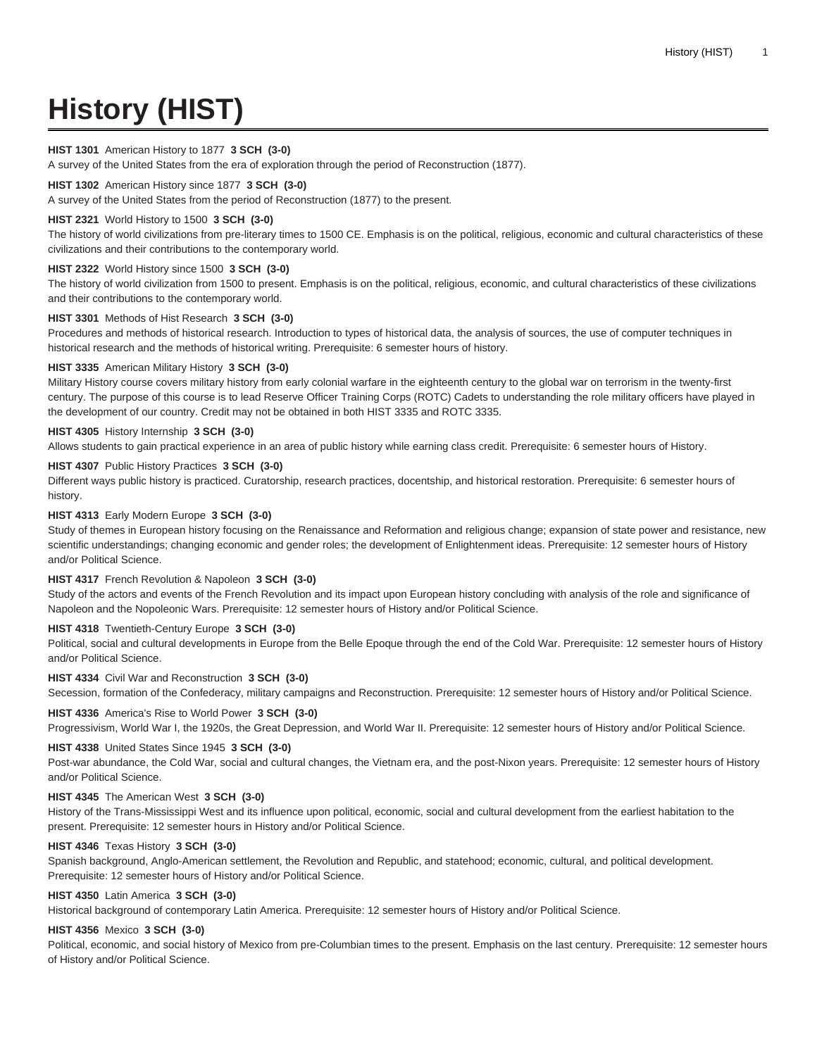# History (HIST)

**HIST 1301** American History to 1877 **3 SCH (3-0)**
A survey of the United States from the era of exploration through the period of Reconstruction (1877).

**HIST 1302** American History since 1877 **3 SCH (3-0)**
A survey of the United States from the period of Reconstruction (1877) to the present.

**HIST 2321** World History to 1500 **3 SCH (3-0)**
The history of world civilizations from pre-literary times to 1500 CE. Emphasis is on the political, religious, economic and cultural characteristics of these civilizations and their contributions to the contemporary world.

**HIST 2322** World History since 1500 **3 SCH (3-0)**
The history of world civilization from 1500 to present. Emphasis is on the political, religious, economic, and cultural characteristics of these civilizations and their contributions to the contemporary world.

**HIST 3301** Methods of Hist Research **3 SCH (3-0)**
Procedures and methods of historical research. Introduction to types of historical data, the analysis of sources, the use of computer techniques in historical research and the methods of historical writing. Prerequisite: 6 semester hours of history.

**HIST 3335** American Military History **3 SCH (3-0)**
Military History course covers military history from early colonial warfare in the eighteenth century to the global war on terrorism in the twenty-first century. The purpose of this course is to lead Reserve Officer Training Corps (ROTC) Cadets to understanding the role military officers have played in the development of our country. Credit may not be obtained in both HIST 3335 and ROTC 3335.

**HIST 4305** History Internship **3 SCH (3-0)**
Allows students to gain practical experience in an area of public history while earning class credit. Prerequisite: 6 semester hours of History.

**HIST 4307** Public History Practices **3 SCH (3-0)**
Different ways public history is practiced. Curatorship, research practices, docentship, and historical restoration. Prerequisite: 6 semester hours of history.

**HIST 4313** Early Modern Europe **3 SCH (3-0)**
Study of themes in European history focusing on the Renaissance and Reformation and religious change; expansion of state power and resistance, new scientific understandings; changing economic and gender roles; the development of Enlightenment ideas. Prerequisite: 12 semester hours of History and/or Political Science.

**HIST 4317** French Revolution & Napoleon **3 SCH (3-0)**
Study of the actors and events of the French Revolution and its impact upon European history concluding with analysis of the role and significance of Napoleon and the Nopoleonic Wars. Prerequisite: 12 semester hours of History and/or Political Science.

**HIST 4318** Twentieth-Century Europe **3 SCH (3-0)**
Political, social and cultural developments in Europe from the Belle Epoque through the end of the Cold War. Prerequisite: 12 semester hours of History and/or Political Science.

**HIST 4334** Civil War and Reconstruction **3 SCH (3-0)**
Secession, formation of the Confederacy, military campaigns and Reconstruction. Prerequisite: 12 semester hours of History and/or Political Science.

**HIST 4336** America's Rise to World Power **3 SCH (3-0)**
Progressivism, World War I, the 1920s, the Great Depression, and World War II. Prerequisite: 12 semester hours of History and/or Political Science.

**HIST 4338** United States Since 1945 **3 SCH (3-0)**
Post-war abundance, the Cold War, social and cultural changes, the Vietnam era, and the post-Nixon years. Prerequisite: 12 semester hours of History and/or Political Science.

**HIST 4345** The American West **3 SCH (3-0)**
History of the Trans-Mississippi West and its influence upon political, economic, social and cultural development from the earliest habitation to the present. Prerequisite: 12 semester hours in History and/or Political Science.

**HIST 4346** Texas History **3 SCH (3-0)**
Spanish background, Anglo-American settlement, the Revolution and Republic, and statehood; economic, cultural, and political development. Prerequisite: 12 semester hours of History and/or Political Science.

**HIST 4350** Latin America **3 SCH (3-0)**
Historical background of contemporary Latin America. Prerequisite: 12 semester hours of History and/or Political Science.

**HIST 4356** Mexico **3 SCH (3-0)**
Political, economic, and social history of Mexico from pre-Columbian times to the present. Emphasis on the last century. Prerequisite: 12 semester hours of History and/or Political Science.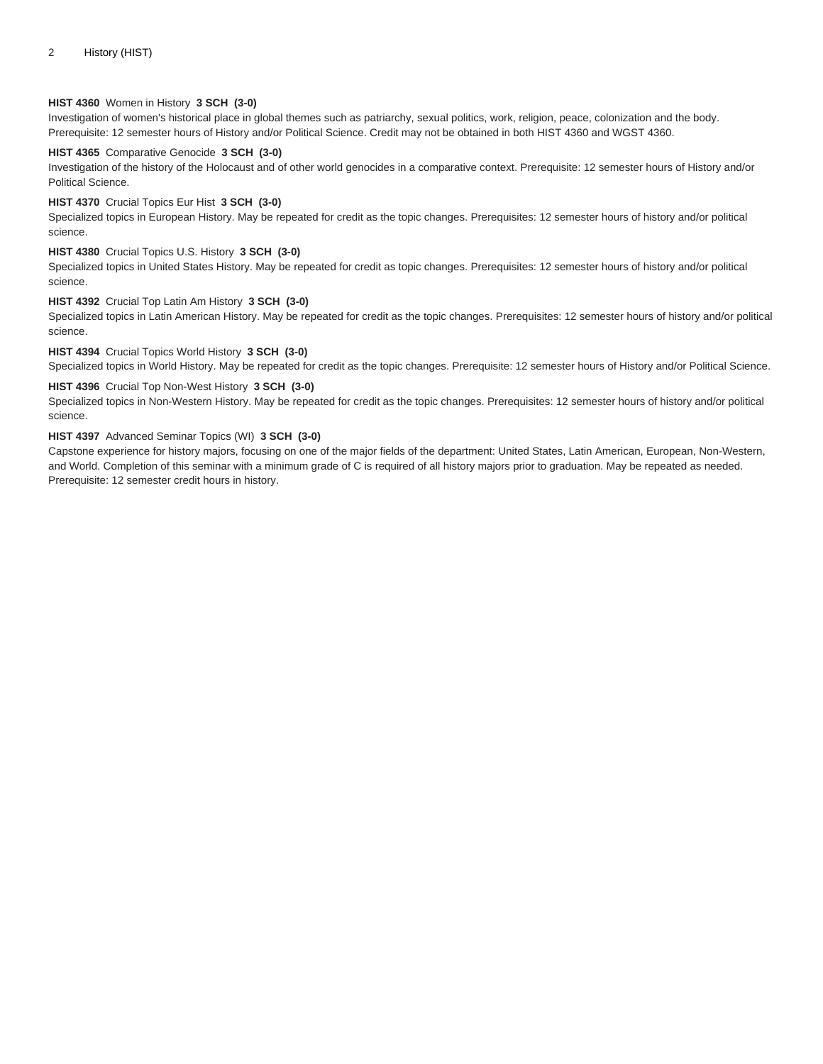**HIST 4360** Women in History **3 SCH (3-0)**
Investigation of women's historical place in global themes such as patriarchy, sexual politics, work, religion, peace, colonization and the body. Prerequisite: 12 semester hours of History and/or Political Science. Credit may not be obtained in both HIST 4360 and WGST 4360.

**HIST 4365** Comparative Genocide **3 SCH (3-0)**
Investigation of the history of the Holocaust and of other world genocides in a comparative context. Prerequisite: 12 semester hours of History and/or Political Science.

**HIST 4370** Crucial Topics Eur Hist **3 SCH (3-0)**
Specialized topics in European History. May be repeated for credit as the topic changes. Prerequisites: 12 semester hours of history and/or political science.

**HIST 4380** Crucial Topics U.S. History **3 SCH (3-0)**
Specialized topics in United States History. May be repeated for credit as topic changes. Prerequisites: 12 semester hours of history and/or political science.

**HIST 4392** Crucial Top Latin Am History **3 SCH (3-0)**
Specialized topics in Latin American History. May be repeated for credit as the topic changes. Prerequisites: 12 semester hours of history and/or political science.

**HIST 4394** Crucial Topics World History **3 SCH (3-0)**
Specialized topics in World History. May be repeated for credit as the topic changes. Prerequisite: 12 semester hours of History and/or Political Science.

**HIST 4396** Crucial Top Non-West History **3 SCH (3-0)**
Specialized topics in Non-Western History. May be repeated for credit as the topic changes. Prerequisites: 12 semester hours of history and/or political science.

**HIST 4397** Advanced Seminar Topics (WI) **3 SCH (3-0)**
Capstone experience for history majors, focusing on one of the major fields of the department: United States, Latin American, European, Non-Western, and World. Completion of this seminar with a minimum grade of C is required of all history majors prior to graduation. May be repeated as needed. Prerequisite: 12 semester credit hours in history.